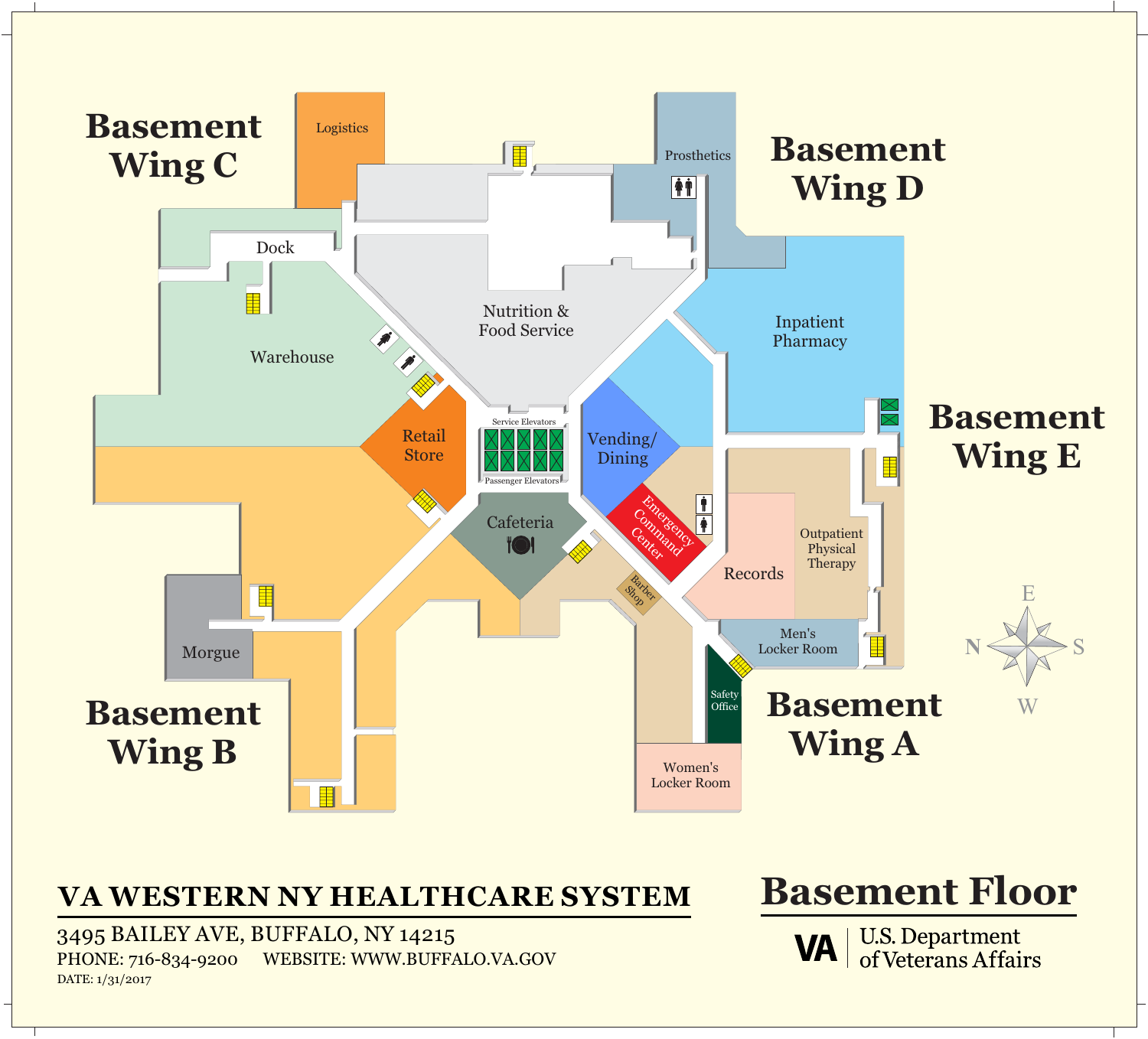# Basement Floor

## Basement Wing C

- Logistics
- Dock
- Warehouse

## Basement Wing D

- Prosthetics

## Basement Wing E

- Inpatient Pharmacy

## Basement Wing A

- Outpatient Physical Therapy
- Records
- Men's Locker Room
- Safety Office
- Women's Locker Room
- Barber Shop
- Emergency Command Center

## Basement Wing B

- Morgue

## Central Area

- Nutrition & Food Service
- Retail Store
- Service Elevators
- Passenger Elevators
- Vending/ Dining
- Cafeteria

E
N S
W

# VA WESTERN NY HEALTHCARE SYSTEM

3495 BAILEY AVE, BUFFALO, NY 14215

PHONE: 716-834-9200 WEBSITE: WWW.BUFFALO.VA.GOV

DATE: 1/31/2017

VA U.S. Department of Veterans Affairs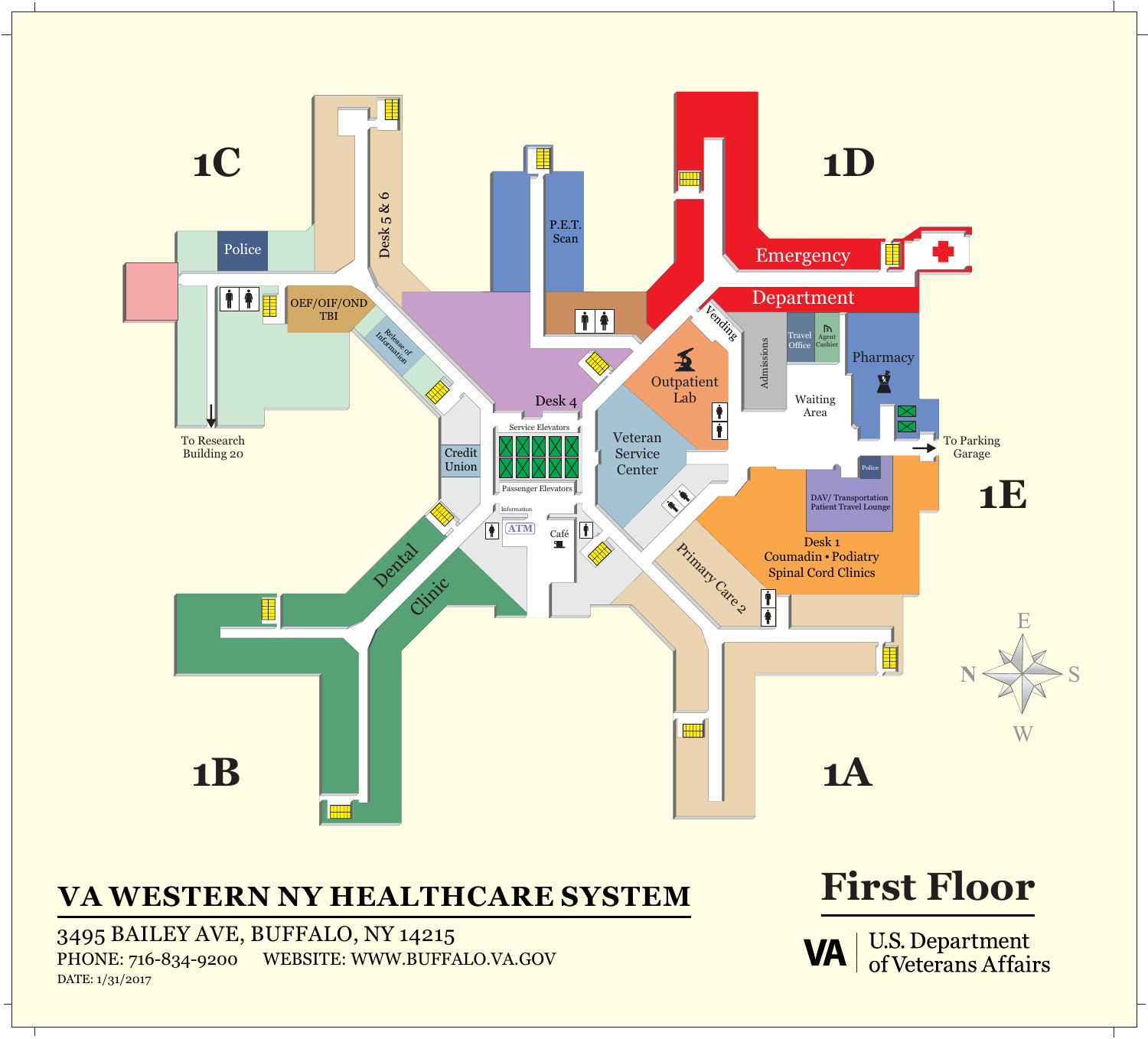# First Floor

## VA WESTERN NY HEALTHCARE SYSTEM

3495 BAILEY AVE, BUFFALO, NY 14215

PHONE: 716-834-9200   WEBSITE: WWW.BUFFALO.VA.GOV

DATE: 1/31/2017

VA U.S. Department of Veterans Affairs

1A, 1B, 1C, 1D, 1E

- 1C: Police; OEF/OIF/OND TBI; Desk 5 & 6; Release of Information; To Research Building 20
- P.E.T. Scan; Desk 4
- 1D: Emergency Department; Vending; Outpatient Lab; Admissions; Travel Office; Agent Cashier; Pharmacy; Waiting Area
- Credit Union; Service Elevators; Passenger Elevators; Information; ATM; Café; Veteran Service Center
- 1E: To Parking Garage; Police; DAV/ Transportation Patient Travel Lounge; Desk 1 Coumadin • Podiatry Spinal Cord Clinics
- 1A: Primary Care 2
- 1B: Dental Clinic

E, N, S, W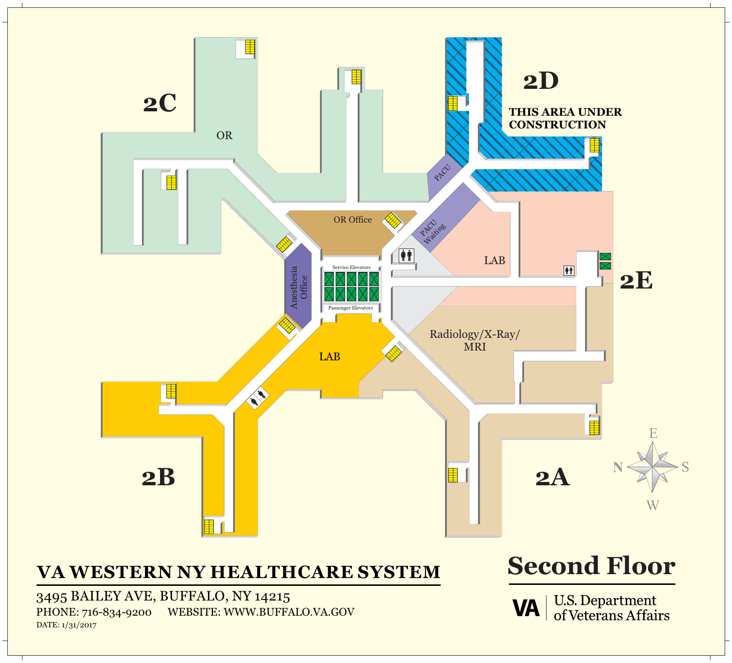# Second Floor

2C

OR

OR Office

2D

THIS AREA UNDER CONSTRUCTION

PACU

PACU Waiting

LAB

2E

Anesthesia Office

Service Elevators

Passenger Elevators

LAB

Radiology/X-Ray/ MRI

2B

2A

E

N

S

W

## VA WESTERN NY HEALTHCARE SYSTEM

3495 BAILEY AVE, BUFFALO, NY 14215

PHONE: 716-834-9200 WEBSITE: WWW.BUFFALO.VA.GOV

DATE: 1/31/2017

VA U.S. Department of Veterans Affairs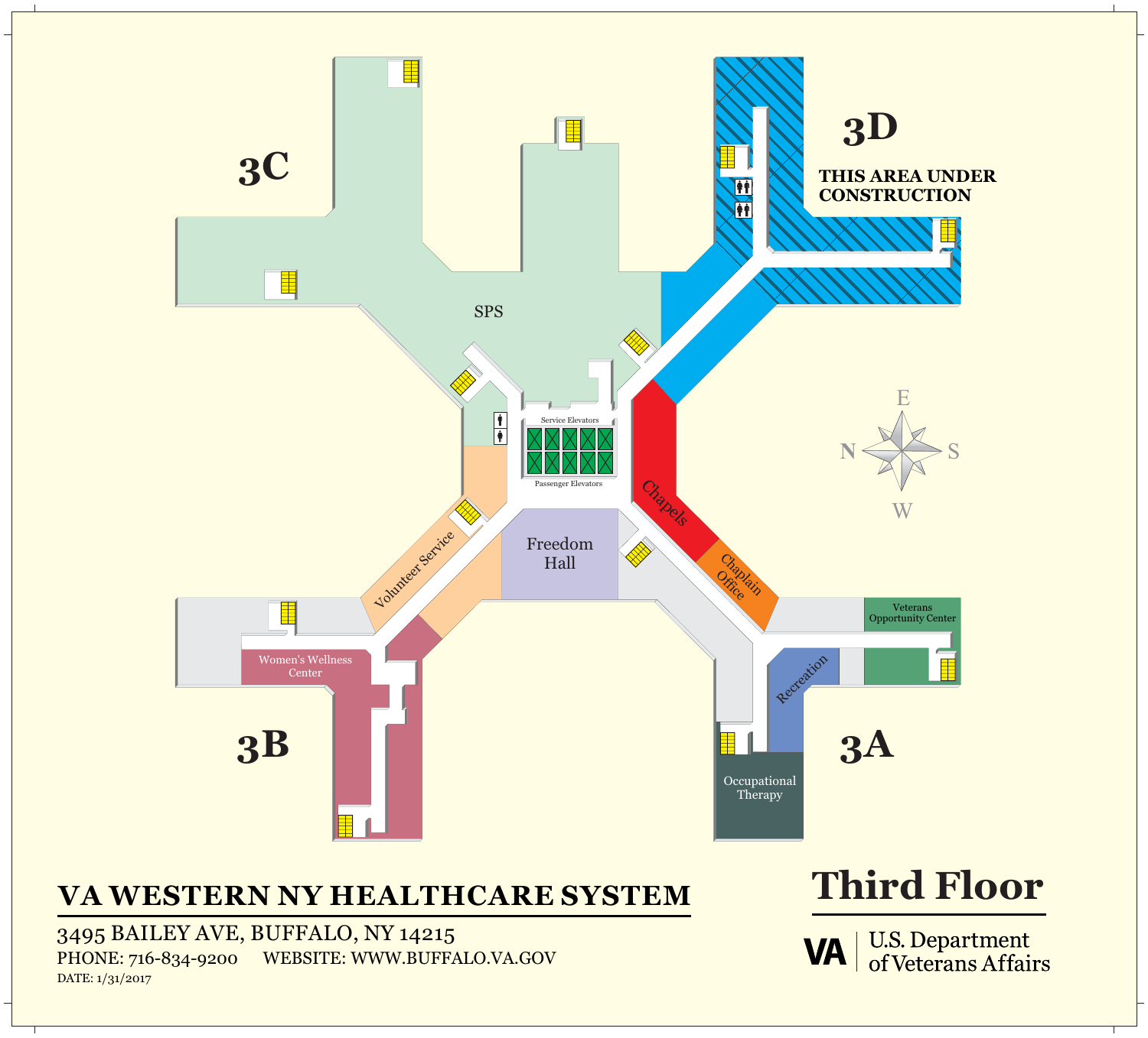# Third Floor

3C

SPS

3D

**THIS AREA UNDER CONSTRUCTION**

Service Elevators

Passenger Elevators

Volunteer Service

Freedom Hall

Chapels

Chaplain Office

Women's Wellness Center

3B

Veterans Opportunity Center

Recreation

Occupational Therapy

3A

E

N

S

W

## VA WESTERN NY HEALTHCARE SYSTEM

3495 BAILEY AVE, BUFFALO, NY 14215

PHONE: 716-834-9200 WEBSITE: WWW.BUFFALO.VA.GOV

DATE: 1/31/2017

VA | U.S. Department of Veterans Affairs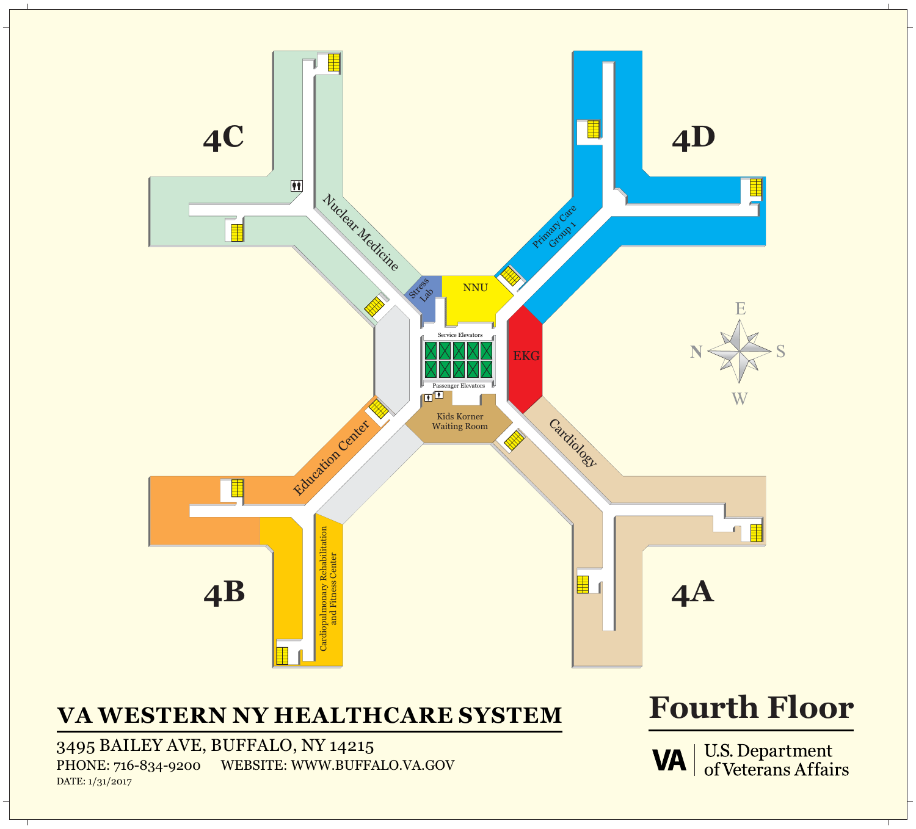# Fourth Floor

4C

4D

4B

4A

Nuclear Medicine

Primary Care Group 1

Stress Lab

NNU

Service Elevators

Passenger Elevators

EKG

Kids Korner Waiting Room

Education Center

Cardiology

Cardiopulmonary Rehabilitation and Fitness Center

E

N

S

W

## VA WESTERN NY HEALTHCARE SYSTEM

3495 BAILEY AVE, BUFFALO, NY 14215

PHONE: 716-834-9200 WEBSITE: WWW.BUFFALO.VA.GOV

DATE: 1/31/2017

VA | U.S. Department of Veterans Affairs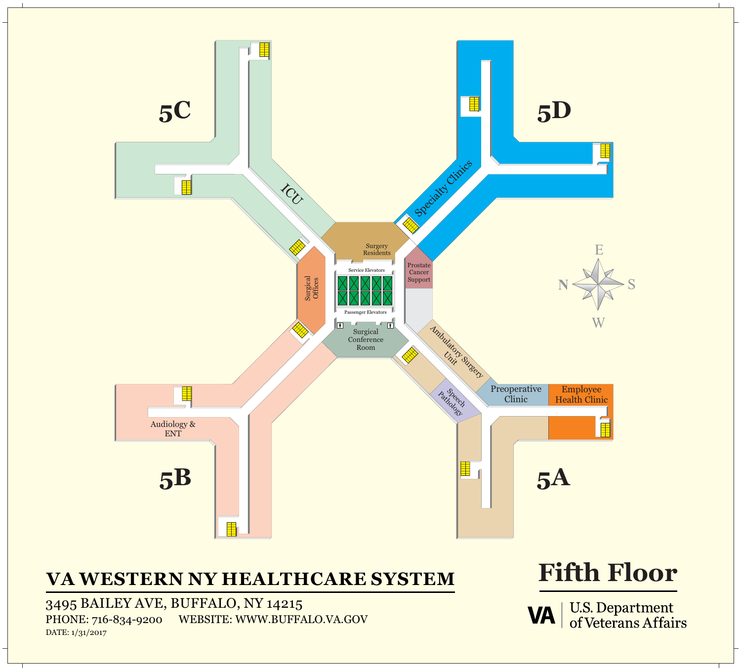# Fifth Floor

5C

ICU

5D

Specialty Clinics

Surgery Residents

Service Elevators

Passenger Elevators

Surgical Offices

Prostate Cancer Support

Surgical Conference Room

Ambulatory Surgery Unit

Speech Pathology

Preoperative Clinic

Employee Health Clinic

Audiology & ENT

5B

5A

E

N

S

W

## VA WESTERN NY HEALTHCARE SYSTEM

3495 BAILEY AVE, BUFFALO, NY 14215

PHONE: 716-834-9200 WEBSITE: WWW.BUFFALO.VA.GOV

DATE: 1/31/2017

VA U.S. Department of Veterans Affairs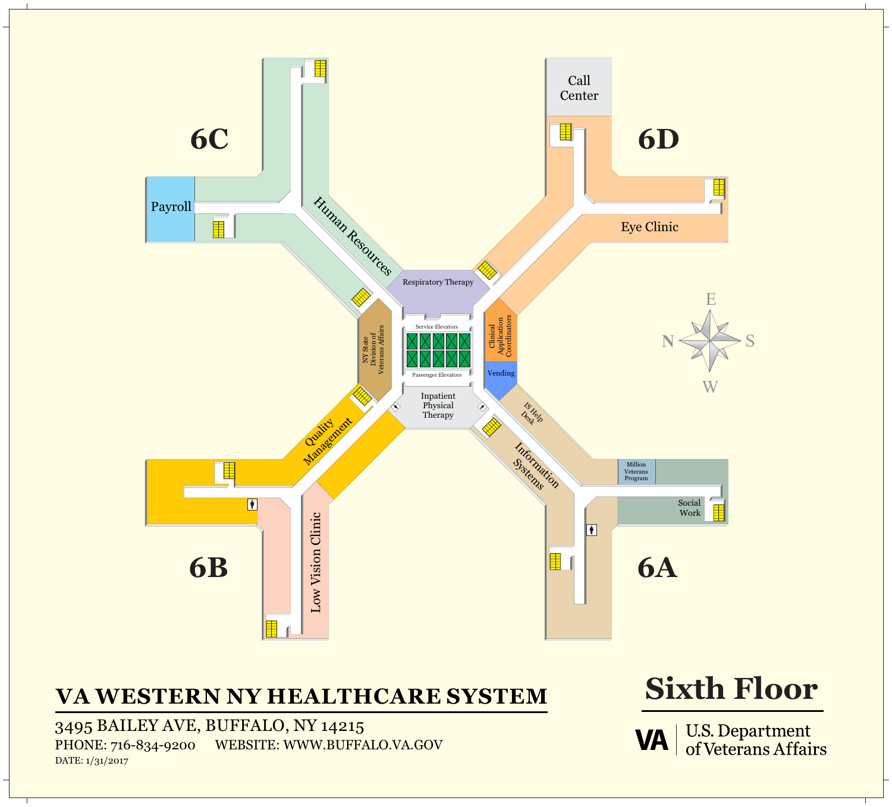# Sixth Floor

## 6C

- Payroll
- Human Resources

## 6D

- Call Center
- Eye Clinic

## Center

- Respiratory Therapy
- NY State Division of Veterans Affairs
- Service Elevators
- Passenger Elevators
- Clinical Application Coordinators
- Vending
- Inpatient Physical Therapy

## 6B

- Quality Management
- Low Vision Clinic

## 6A

- IS Help Desk
- Information Systems
- Million Veterans Program
- Social Work

E N S W

# VA WESTERN NY HEALTHCARE SYSTEM

3495 BAILEY AVE, BUFFALO, NY 14215

PHONE: 716-834-9200 WEBSITE: WWW.BUFFALO.VA.GOV

DATE: 1/31/2017

VA | U.S. Department of Veterans Affairs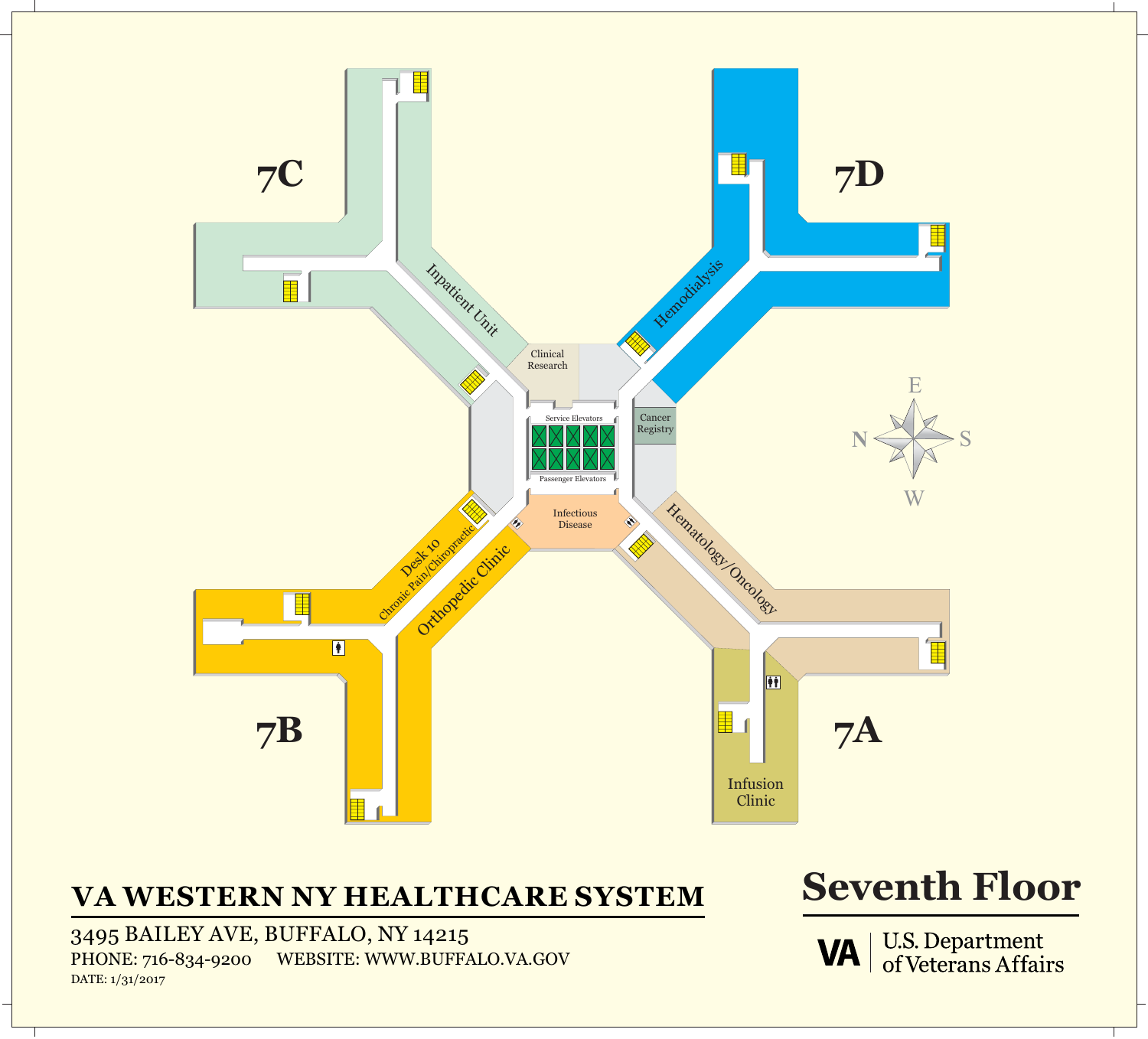# Seventh Floor

7C

7D

7B

7A

Inpatient Unit

Clinical Research

Hemodialysis

Cancer Registry

Service Elevators

Passenger Elevators

Infectious Disease

Desk 10

Chronic Pain/Chiropractic

Orthopedic Clinic

Hematology/Oncology

Infusion Clinic

E

N

S

W

## VA WESTERN NY HEALTHCARE SYSTEM

3495 BAILEY AVE, BUFFALO, NY 14215

PHONE: 716-834-9200 WEBSITE: WWW.BUFFALO.VA.GOV

DATE: 1/31/2017

VA | U.S. Department of Veterans Affairs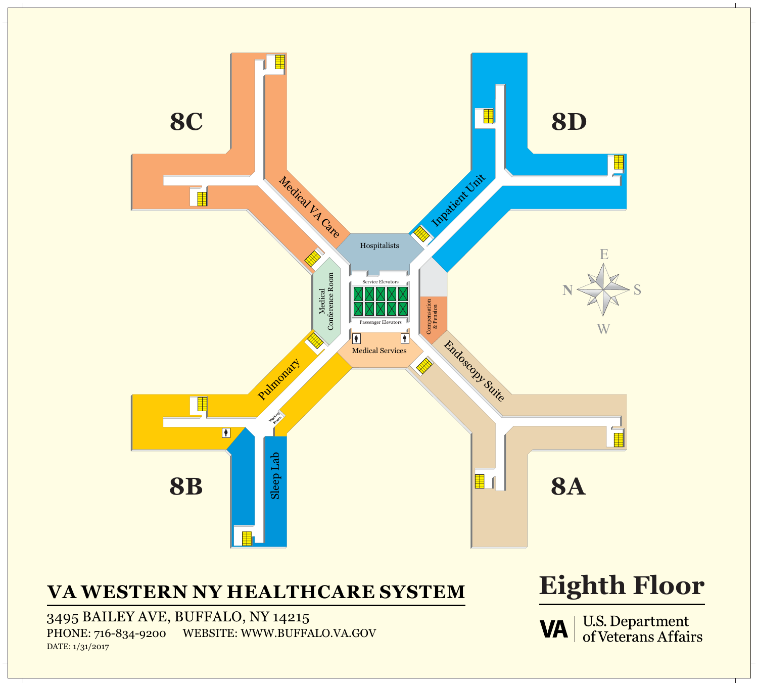8C

Medical VA Care

8D

Inpatient Unit

Hospitalists

Medical Conference Room

Service Elevators

Passenger Elevators

Compensation & Pension

Medical Services

Pulmonary

Endoscopy Suite

Waiting Room

Sleep Lab

8B

8A

E

N

S

W

# VA WESTERN NY HEALTHCARE SYSTEM

3495 BAILEY AVE, BUFFALO, NY 14215

PHONE: 716-834-9200 WEBSITE: WWW.BUFFALO.VA.GOV

DATE: 1/31/2017

# Eighth Floor

VA U.S. Department of Veterans Affairs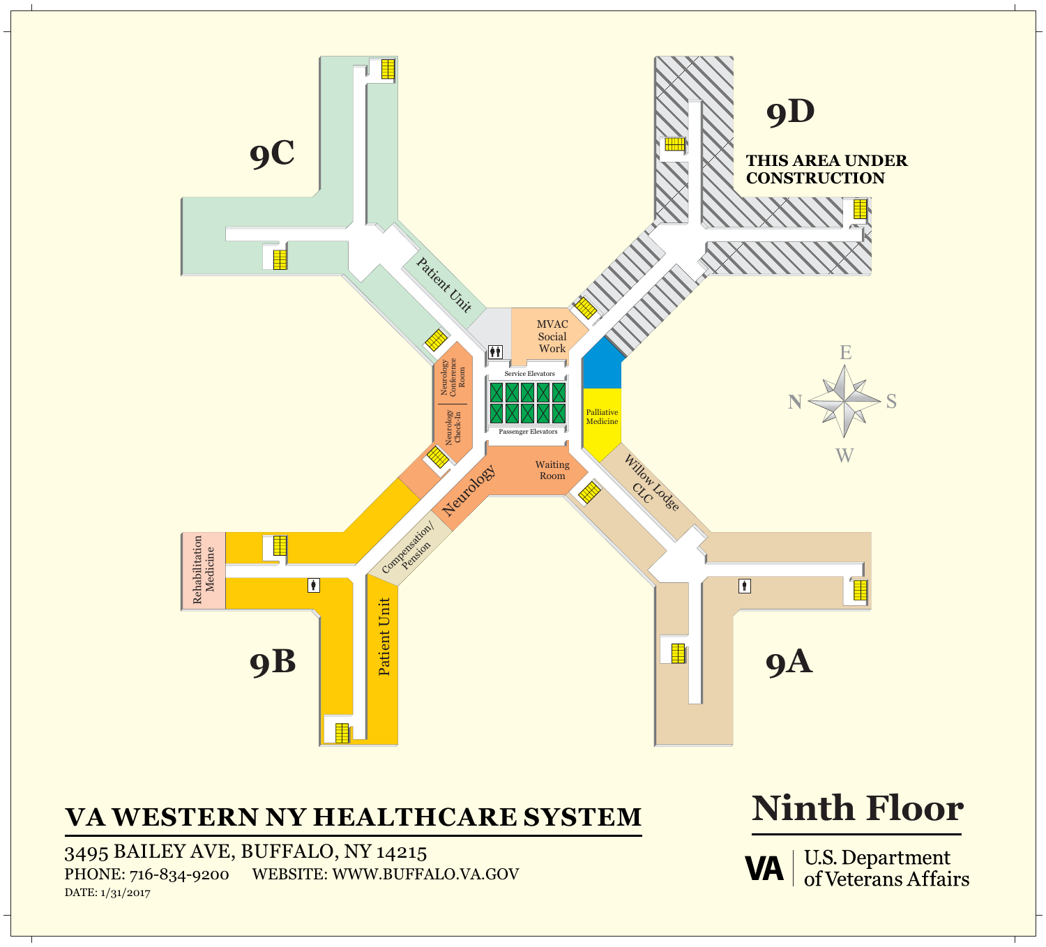# Ninth Floor

9C

Patient Unit

9D

THIS AREA UNDER CONSTRUCTION

MVAC Social Work

Service Elevators

Passenger Elevators

Neurology Conference Room

Neurology Check-In

Palliative Medicine

Waiting Room

Neurology

Willow Lodge CLC

Compensation/ Pension

Rehabilitation Medicine

Patient Unit

9B

9A

E
N S
W

## VA WESTERN NY HEALTHCARE SYSTEM

3495 BAILEY AVE, BUFFALO, NY 14215

PHONE: 716-834-9200 WEBSITE: WWW.BUFFALO.VA.GOV

DATE: 1/31/2017

VA U.S. Department of Veterans Affairs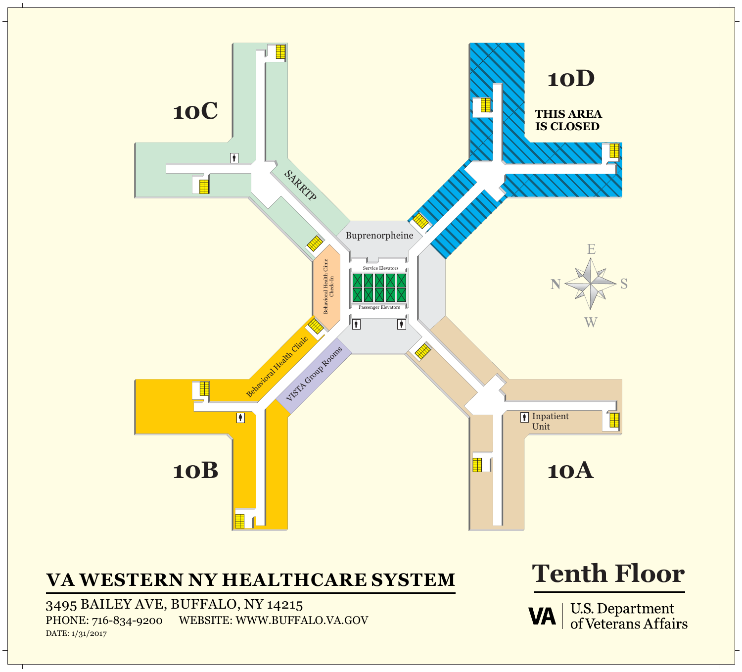# Tenth Floor

10C

SARRTP

10D

THIS AREA IS CLOSED

Buprenorpheine

Service Elevators

Passenger Elevators

Behavioral Health Clinic Check-In

Behavioral Health Clinic

VISTA Group Rooms

10B

10A

Inpatient Unit

E N S W

## VA WESTERN NY HEALTHCARE SYSTEM

3495 BAILEY AVE, BUFFALO, NY 14215

PHONE: 716-834-9200 WEBSITE: WWW.BUFFALO.VA.GOV

DATE: 1/31/2017

VA | U.S. Department of Veterans Affairs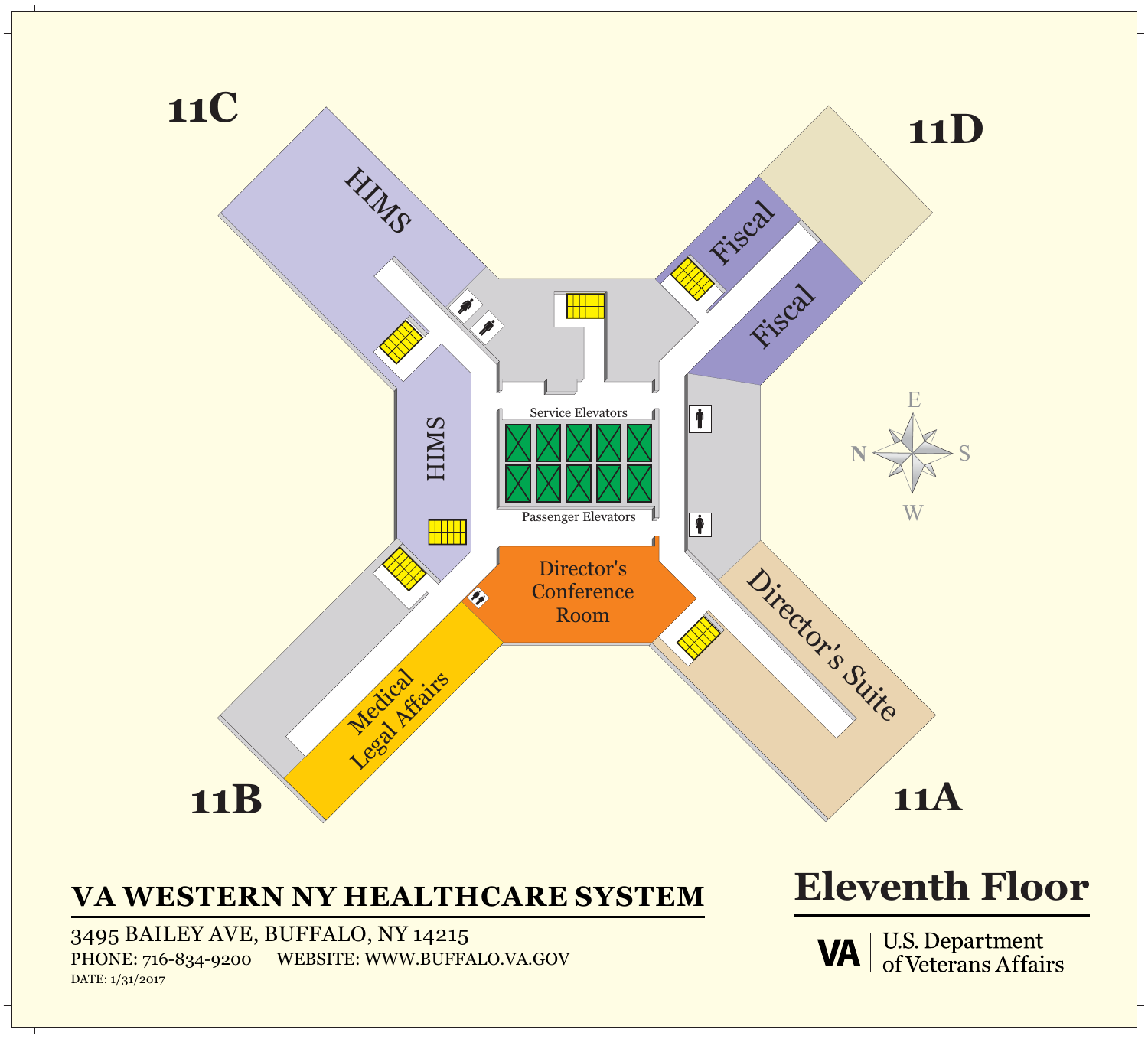11C

11D

HIMS

Fiscal

Fiscal

Service Elevators

HIMS

Passenger Elevators

Director's Conference Room

Director's Suite

Medical Legal Affairs

E

N

S

W

11B

11A

# VA WESTERN NY HEALTHCARE SYSTEM

3495 BAILEY AVE, BUFFALO, NY 14215

PHONE: 716-834-9200 WEBSITE: WWW.BUFFALO.VA.GOV

DATE: 1/31/2017

# Eleventh Floor

VA | U.S. Department of Veterans Affairs